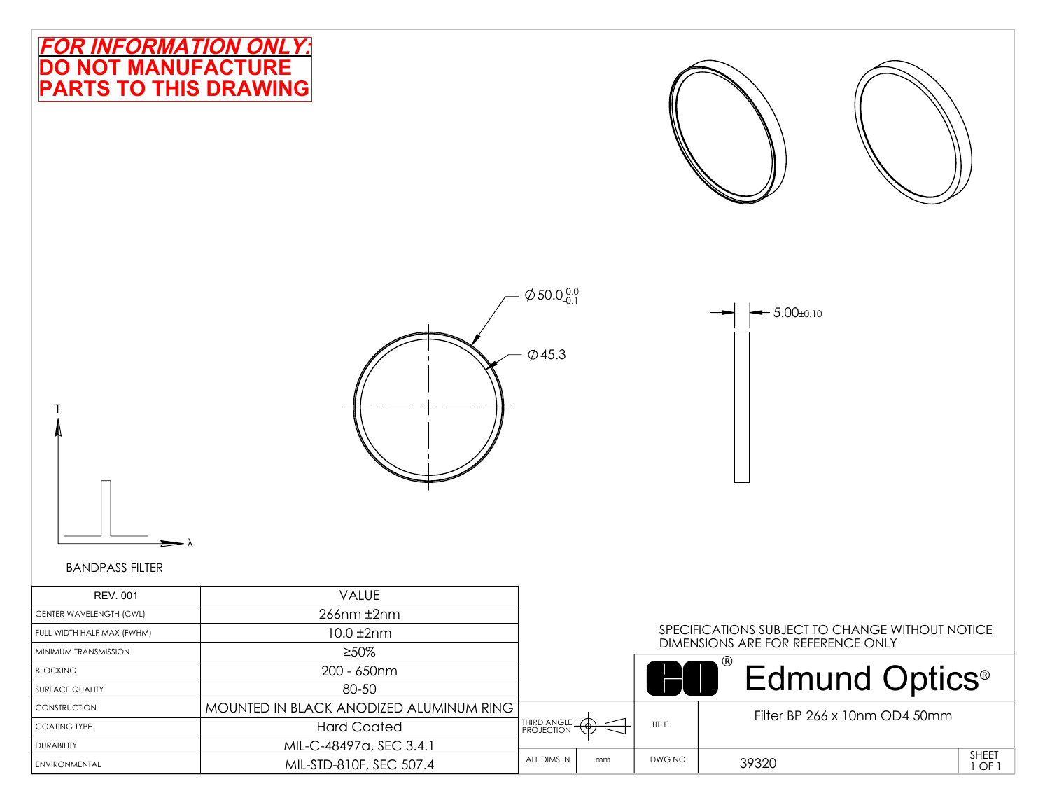***FOR INFORMATION ONLY:***
**DO NOT MANUFACTURE PARTS TO THIS DRAWING**

$\varnothing 50.0^{0.0}_{-0.1}$

$\varnothing 45.3$

$5.00_{\pm 0.10}$

T

λ

BANDPASS FILTER

| REV. 001 | VALUE |
|---|---|
| CENTER WAVELENGTH (CWL) | 266nm ±2nm |
| FULL WIDTH HALF MAX (FWHM) | 10.0 ±2nm |
| MINIMUM TRANSMISSION | ≥50% |
| BLOCKING | 200 - 650nm |
| SURFACE QUALITY | 80-50 |
| CONSTRUCTION | MOUNTED IN BLACK ANODIZED ALUMINUM RING |
| COATING TYPE | Hard Coated |
| DURABILITY | MIL-C-48497a, SEC 3.4.1 |
| ENVIRONMENTAL | MIL-STD-810F, SEC 507.4 |

SPECIFICATIONS SUBJECT TO CHANGE WITHOUT NOTICE
DIMENSIONS ARE FOR REFERENCE ONLY

Edmund Optics®

| THIRD ANGLE PROJECTION | | TITLE | Filter BP 266 x 10nm OD4 50mm | |
|---|---|---|---|---|
| ALL DIMS IN | mm | DWG NO | 39320 | SHEET 1 OF 1 |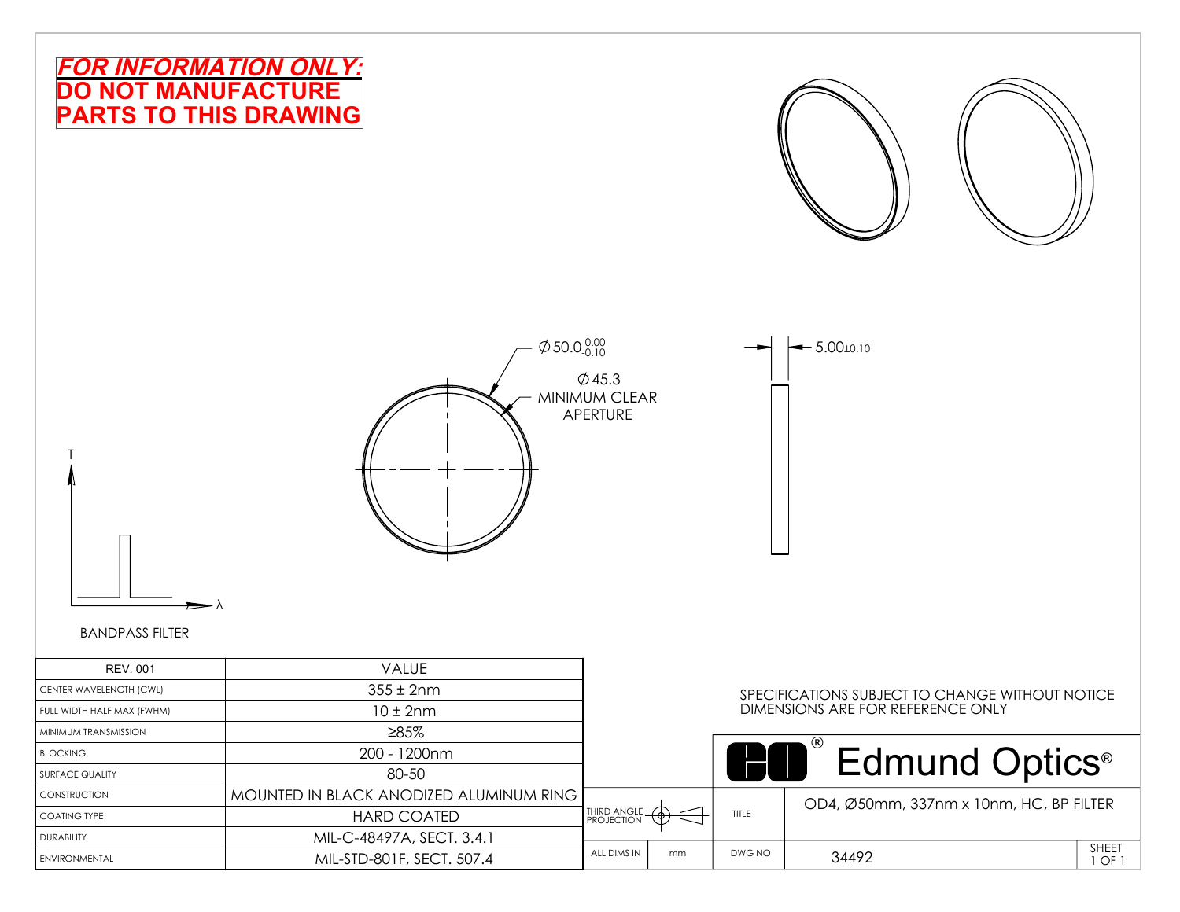**_FOR INFORMATION ONLY:_**
**DO NOT MANUFACTURE PARTS TO THIS DRAWING**

$\varnothing$ 50.0 $^{0.00}_{-0.10}$

$\varnothing$ 45.3 MINIMUM CLEAR APERTURE

5.00±0.10

T

λ

BANDPASS FILTER

| REV. 001 | VALUE |
|---|---|
| CENTER WAVELENGTH (CWL) | 355 ± 2nm |
| FULL WIDTH HALF MAX (FWHM) | 10 ± 2nm |
| MINIMUM TRANSMISSION | ≥85% |
| BLOCKING | 200 - 1200nm |
| SURFACE QUALITY | 80-50 |
| CONSTRUCTION | MOUNTED IN BLACK ANODIZED ALUMINUM RING |
| COATING TYPE | HARD COATED |
| DURABILITY | MIL-C-48497A, SECT. 3.4.1 |
| ENVIRONMENTAL | MIL-STD-801F, SECT. 507.4 |

SPECIFICATIONS SUBJECT TO CHANGE WITHOUT NOTICE
DIMENSIONS ARE FOR REFERENCE ONLY

Edmund Optics®

| THIRD ANGLE PROJECTION | | TITLE | OD4, Ø50mm, 337nm x 10nm, HC, BP FILTER | |
|---|---|---|---|---|
| ALL DIMS IN | mm | DWG NO | 34492 | SHEET 1 OF 1 |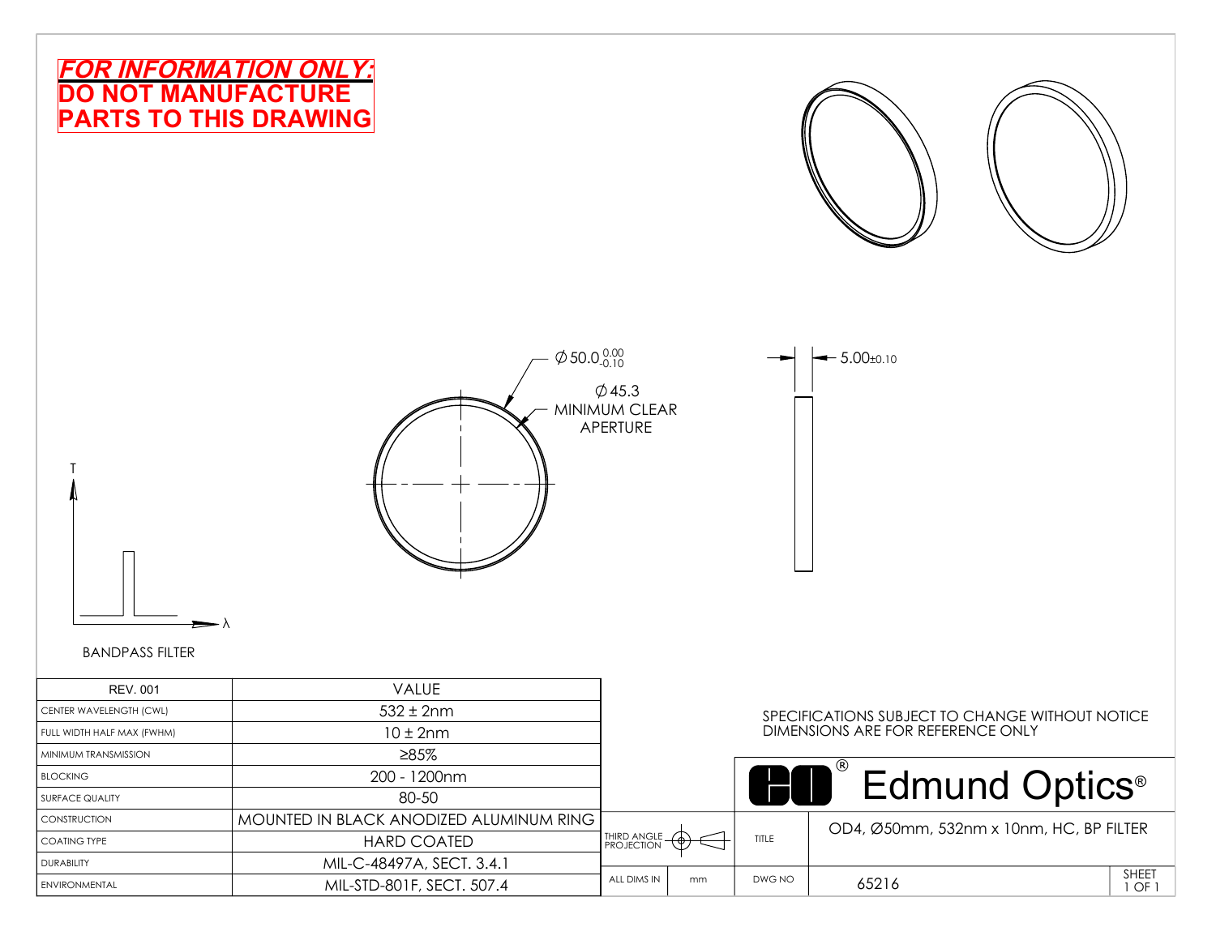***FOR INFORMATION ONLY:***
**DO NOT MANUFACTURE PARTS TO THIS DRAWING**

$\varnothing$ 50.0 $^{0.00}_{-0.10}$

$\varnothing$ 45.3
MINIMUM CLEAR APERTURE

5.00±0.10

T

λ

BANDPASS FILTER

| REV. 001 | VALUE |
|---|---|
| CENTER WAVELENGTH (CWL) | 532 ± 2nm |
| FULL WIDTH HALF MAX (FWHM) | 10 ± 2nm |
| MINIMUM TRANSMISSION | ≥85% |
| BLOCKING | 200 - 1200nm |
| SURFACE QUALITY | 80-50 |
| CONSTRUCTION | MOUNTED IN BLACK ANODIZED ALUMINUM RING |
| COATING TYPE | HARD COATED |
| DURABILITY | MIL-C-48497A, SECT. 3.4.1 |
| ENVIRONMENTAL | MIL-STD-801F, SECT. 507.4 |

SPECIFICATIONS SUBJECT TO CHANGE WITHOUT NOTICE
DIMENSIONS ARE FOR REFERENCE ONLY

Edmund Optics®

| THIRD ANGLE PROJECTION | | TITLE | OD4, Ø50mm, 532nm x 10nm, HC, BP FILTER | |
|---|---|---|---|---|
| ALL DIMS IN | mm | DWG NO | 65216 | SHEET 1 OF 1 |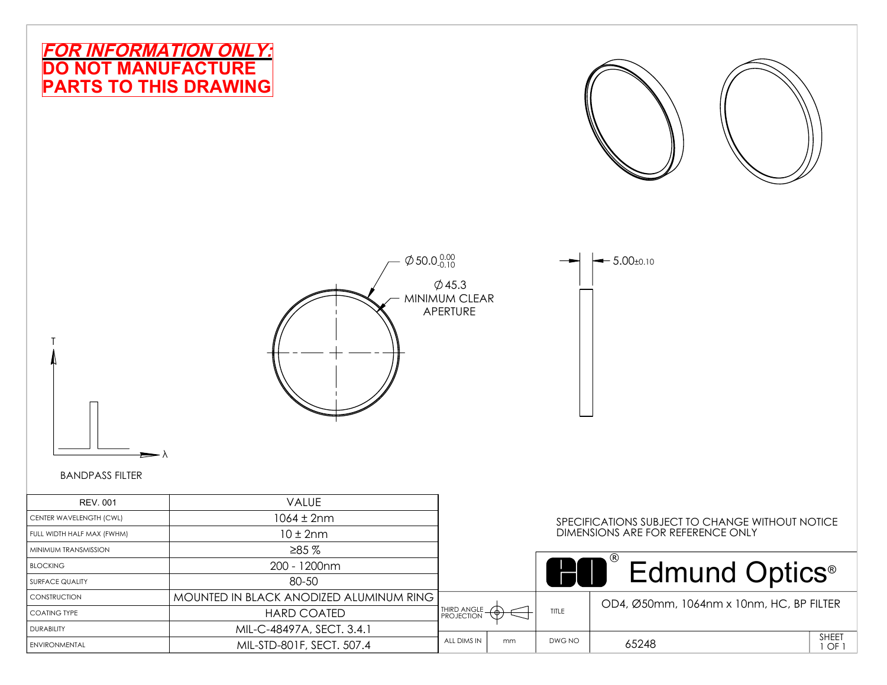**_FOR INFORMATION ONLY:_**
**DO NOT MANUFACTURE PARTS TO THIS DRAWING**

$\varnothing 50.0^{0.00}_{-0.10}$

$\varnothing 45.3$
MINIMUM CLEAR APERTURE

5.00±0.10

T

λ

BANDPASS FILTER

| REV. 001 | VALUE |
|---|---|
| CENTER WAVELENGTH (CWL) | 1064 ± 2nm |
| FULL WIDTH HALF MAX (FWHM) | 10 ± 2nm |
| MINIMUM TRANSMISSION | ≥85 % |
| BLOCKING | 200 - 1200nm |
| SURFACE QUALITY | 80-50 |
| CONSTRUCTION | MOUNTED IN BLACK ANODIZED ALUMINUM RING |
| COATING TYPE | HARD COATED |
| DURABILITY | MIL-C-48497A, SECT. 3.4.1 |
| ENVIRONMENTAL | MIL-STD-801F, SECT. 507.4 |

SPECIFICATIONS SUBJECT TO CHANGE WITHOUT NOTICE
DIMENSIONS ARE FOR REFERENCE ONLY

Edmund Optics®

| | | | |
|---|---|---|---|
| THIRD ANGLE PROJECTION | | TITLE | OD4, Ø50mm, 1064nm x 10nm, HC, BP FILTER |
| ALL DIMS IN | mm | DWG NO | 65248 |

SHEET 1 OF 1